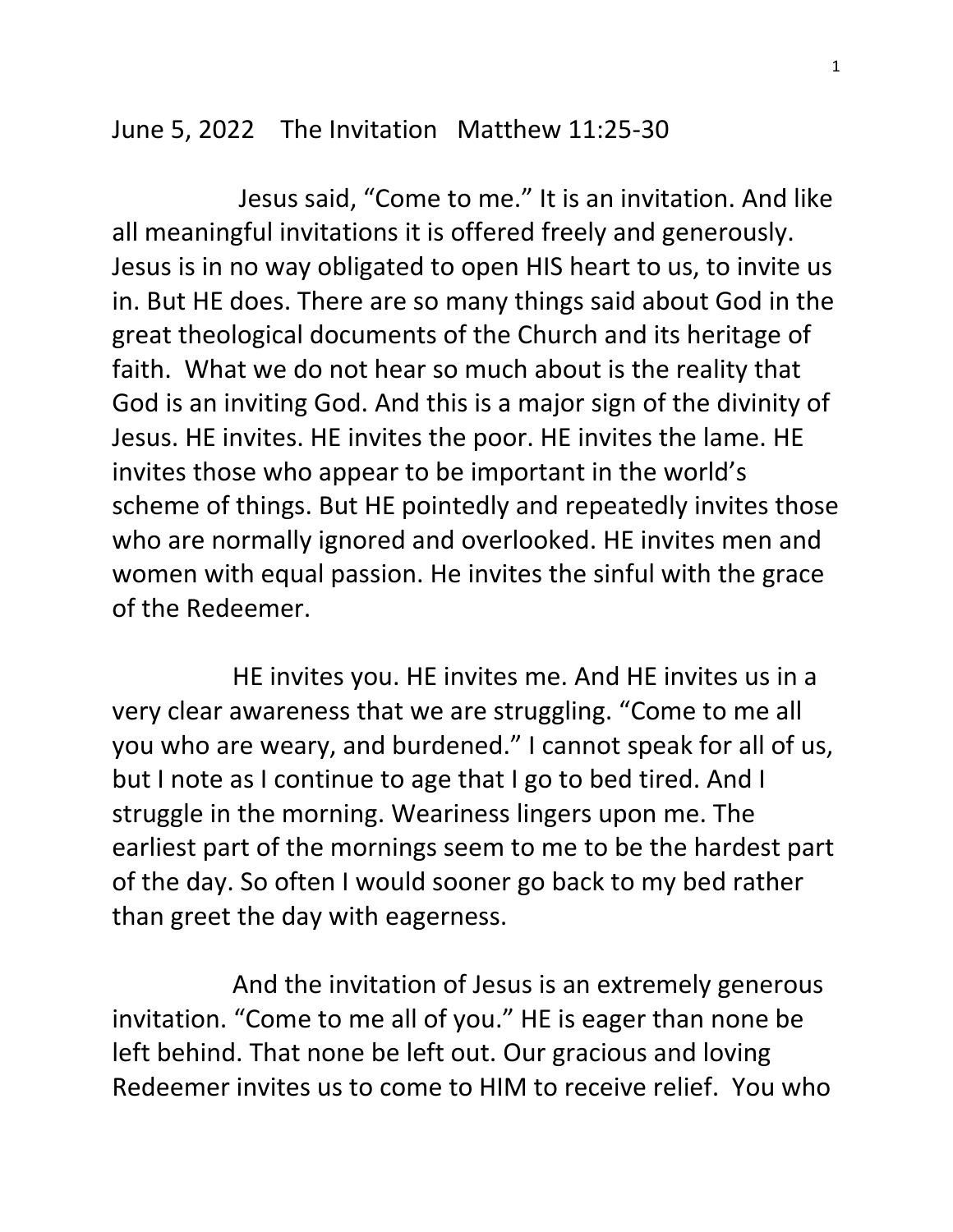June 5, 2022 The Invitation Matthew 11:25-30

Jesus said, "Come to me." It is an invitation. And like all meaningful invitations it is offered freely and generously. Jesus is in no way obligated to open HIS heart to us, to invite us in. But HE does. There are so many things said about God in the great theological documents of the Church and its heritage of faith. What we do not hear so much about is the reality that God is an inviting God. And this is a major sign of the divinity of Jesus. HE invites. HE invites the poor. HE invites the lame. HE invites those who appear to be important in the world's scheme of things. But HE pointedly and repeatedly invites those who are normally ignored and overlooked. HE invites men and women with equal passion. He invites the sinful with the grace of the Redeemer.

HE invites you. HE invites me. And HE invites us in a very clear awareness that we are struggling. "Come to me all you who are weary, and burdened." I cannot speak for all of us, but I note as I continue to age that I go to bed tired. And I struggle in the morning. Weariness lingers upon me. The earliest part of the mornings seem to me to be the hardest part of the day. So often I would sooner go back to my bed rather than greet the day with eagerness.

And the invitation of Jesus is an extremely generous invitation. "Come to me all of you." HE is eager than none be left behind. That none be left out. Our gracious and loving Redeemer invites us to come to HIM to receive relief. You who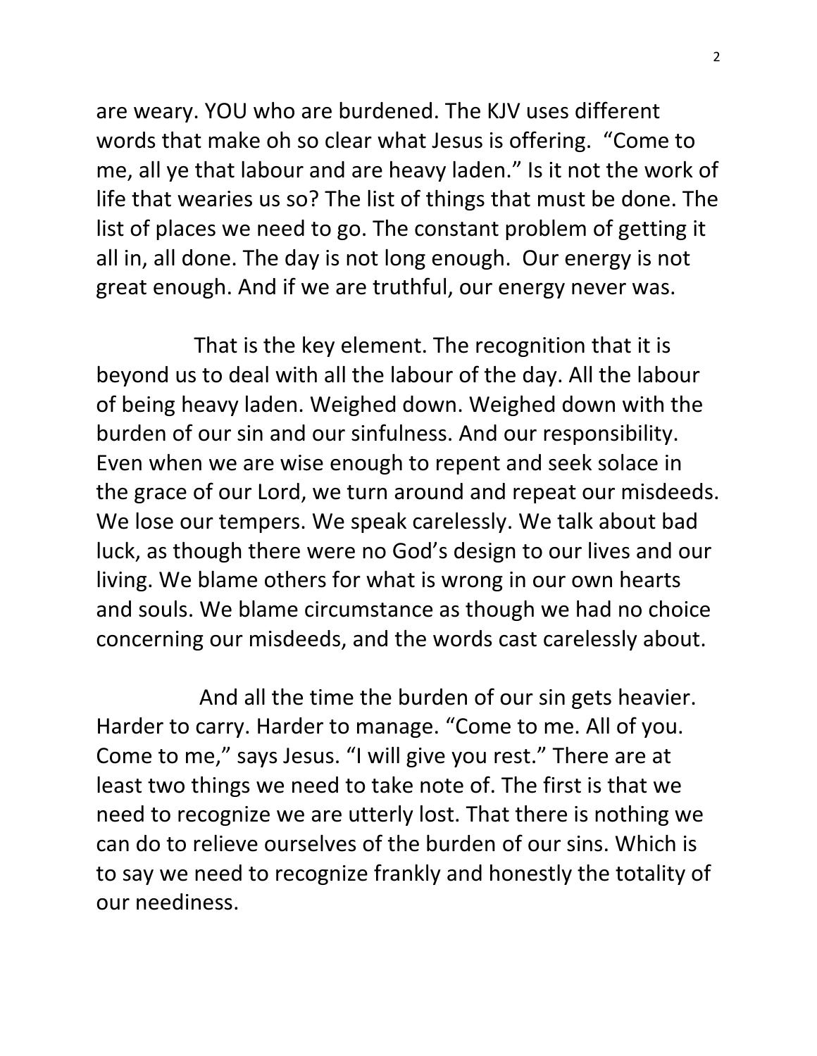are weary. YOU who are burdened. The KJV uses different words that make oh so clear what Jesus is offering. "Come to me, all ye that labour and are heavy laden." Is it not the work of life that wearies us so? The list of things that must be done. The list of places we need to go. The constant problem of getting it all in, all done. The day is not long enough. Our energy is not great enough. And if we are truthful, our energy never was.

That is the key element. The recognition that it is beyond us to deal with all the labour of the day. All the labour of being heavy laden. Weighed down. Weighed down with the burden of our sin and our sinfulness. And our responsibility. Even when we are wise enough to repent and seek solace in the grace of our Lord, we turn around and repeat our misdeeds. We lose our tempers. We speak carelessly. We talk about bad luck, as though there were no God's design to our lives and our living. We blame others for what is wrong in our own hearts and souls. We blame circumstance as though we had no choice concerning our misdeeds, and the words cast carelessly about.

And all the time the burden of our sin gets heavier. Harder to carry. Harder to manage. "Come to me. All of you. Come to me," says Jesus. "I will give you rest." There are at least two things we need to take note of. The first is that we need to recognize we are utterly lost. That there is nothing we can do to relieve ourselves of the burden of our sins. Which is to say we need to recognize frankly and honestly the totality of our neediness.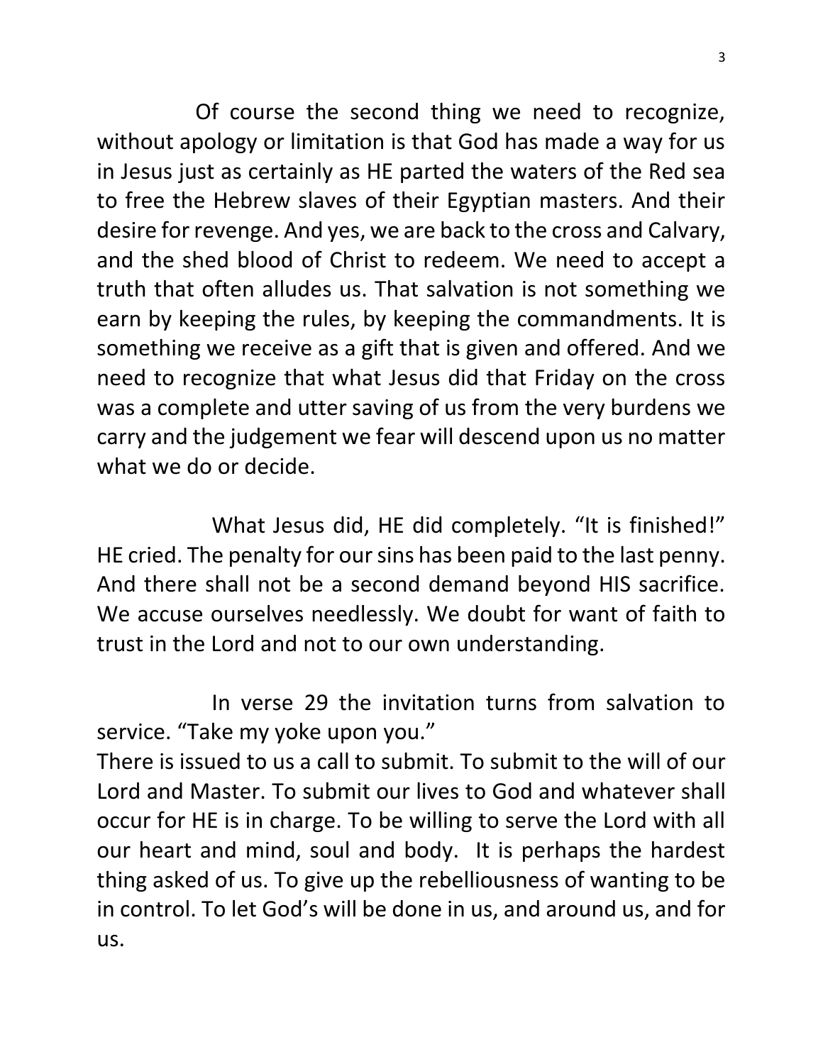Of course the second thing we need to recognize, without apology or limitation is that God has made a way for us in Jesus just as certainly as HE parted the waters of the Red sea to free the Hebrew slaves of their Egyptian masters. And their desire for revenge. And yes, we are back to the cross and Calvary, and the shed blood of Christ to redeem. We need to accept a truth that often alludes us. That salvation is not something we earn by keeping the rules, by keeping the commandments. It is something we receive as a gift that is given and offered. And we need to recognize that what Jesus did that Friday on the cross was a complete and utter saving of us from the very burdens we carry and the judgement we fear will descend upon us no matter what we do or decide.

What Jesus did, HE did completely. "It is finished!" HE cried. The penalty for our sins has been paid to the last penny. And there shall not be a second demand beyond HIS sacrifice. We accuse ourselves needlessly. We doubt for want of faith to trust in the Lord and not to our own understanding.

In verse 29 the invitation turns from salvation to service. "Take my yoke upon you."

There is issued to us a call to submit. To submit to the will of our Lord and Master. To submit our lives to God and whatever shall occur for HE is in charge. To be willing to serve the Lord with all our heart and mind, soul and body. It is perhaps the hardest thing asked of us. To give up the rebelliousness of wanting to be in control. To let God's will be done in us, and around us, and for us.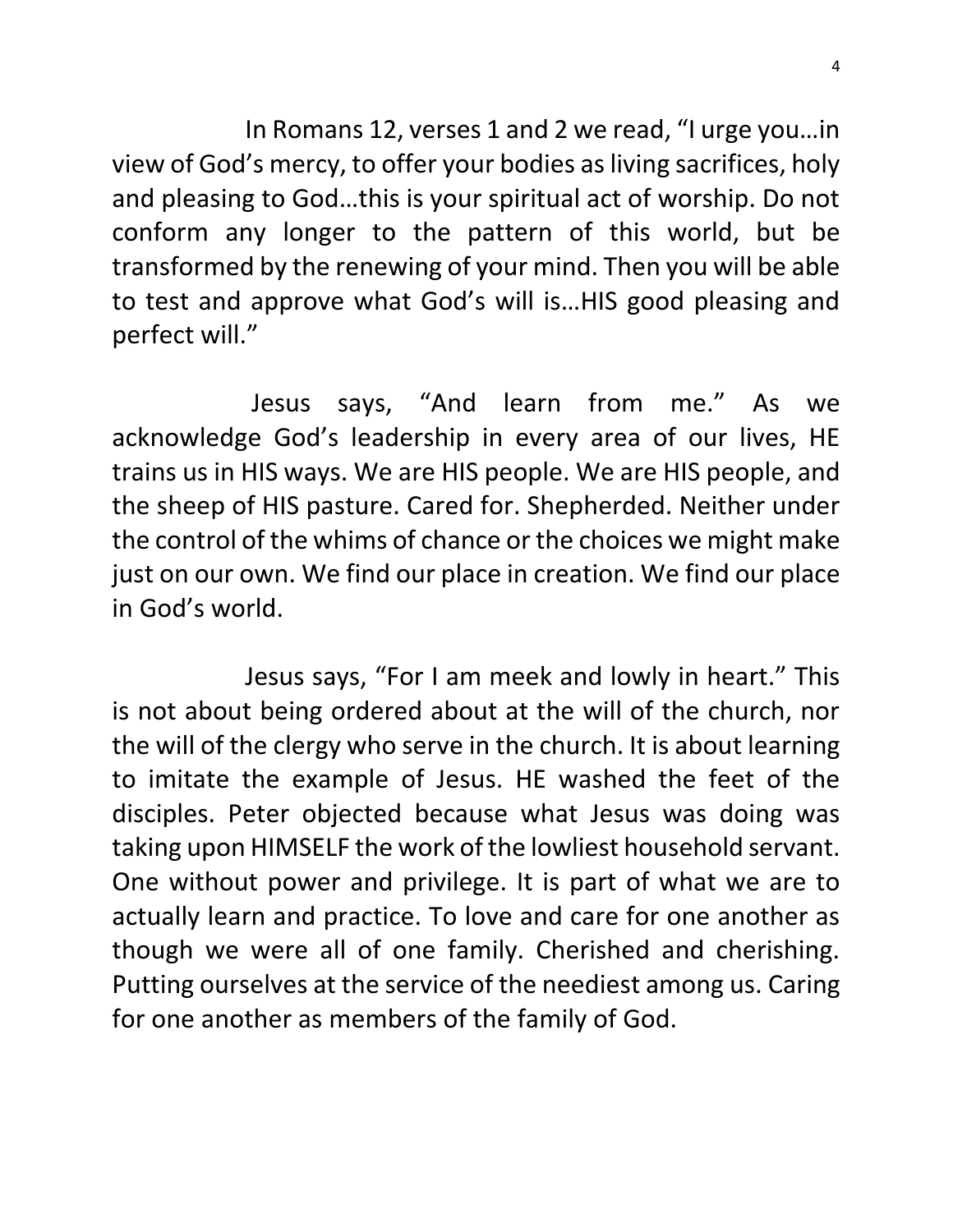In Romans 12, verses 1 and 2 we read, “I urge you…in view of God’s mercy, to offer your bodies as living sacrifices, holy and pleasing to God…this is your spiritual act of worship. Do not conform any longer to the pattern of this world, but be transformed by the renewing of your mind. Then you will be able to test and approve what God’s will is…HIS good pleasing and perfect will.”

Jesus says, “And learn from me.” As we acknowledge God’s leadership in every area of our lives, HE trains us in HIS ways. We are HIS people. We are HIS people, and the sheep of HIS pasture. Cared for. Shepherded. Neither under the control of the whims of chance or the choices we might make just on our own. We find our place in creation. We find our place in God’s world.

Jesus says, “For I am meek and lowly in heart.” This is not about being ordered about at the will of the church, nor the will of the clergy who serve in the church. It is about learning to imitate the example of Jesus. HE washed the feet of the disciples. Peter objected because what Jesus was doing was taking upon HIMSELF the work of the lowliest household servant. One without power and privilege. It is part of what we are to actually learn and practice. To love and care for one another as though we were all of one family. Cherished and cherishing. Putting ourselves at the service of the neediest among us. Caring for one another as members of the family of God.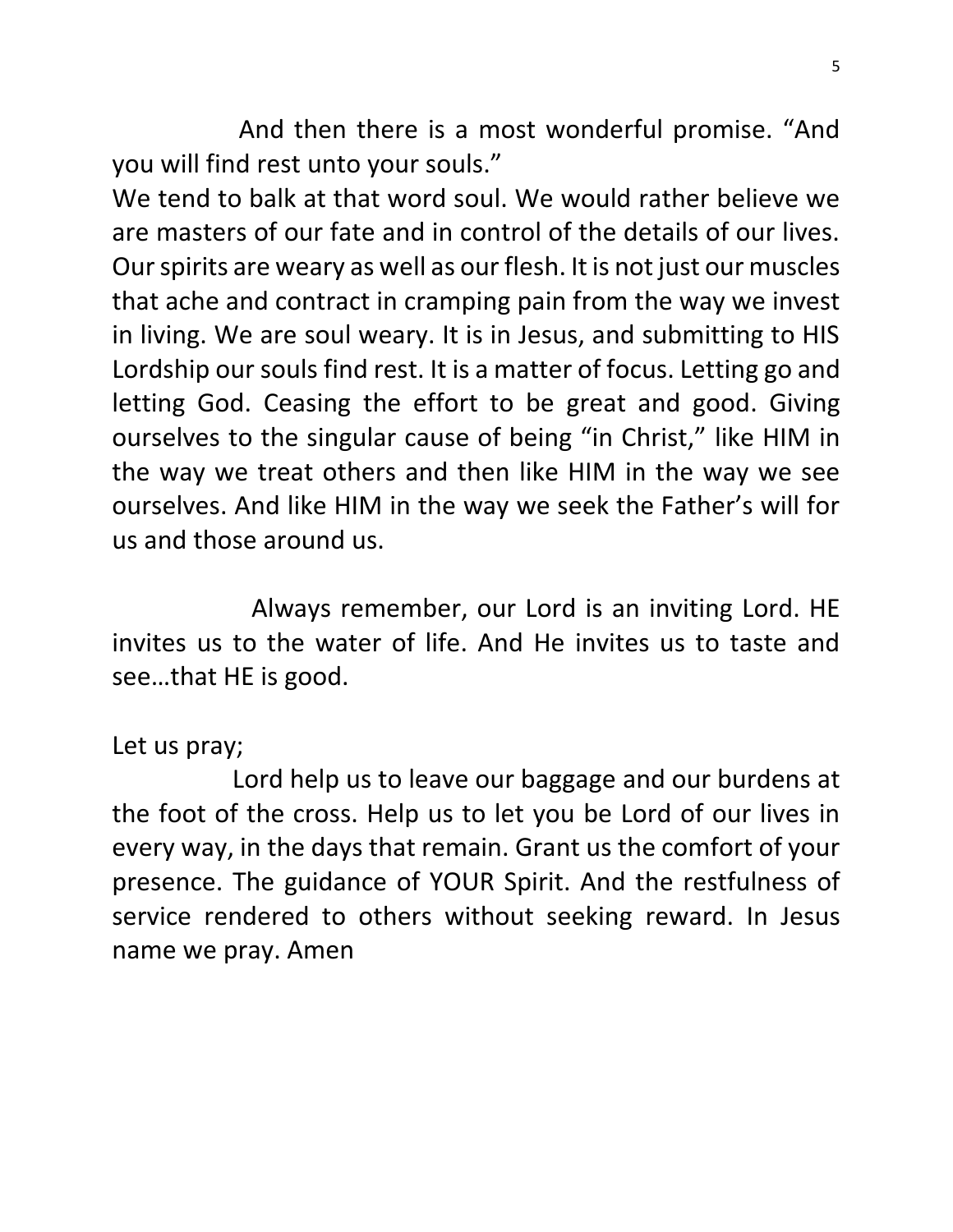And then there is a most wonderful promise. “And you will find rest unto your souls.”

We tend to balk at that word soul. We would rather believe we are masters of our fate and in control of the details of our lives. Our spirits are weary as well as our flesh. It is not just our muscles that ache and contract in cramping pain from the way we invest in living. We are soul weary. It is in Jesus, and submitting to HIS Lordship our souls find rest. It is a matter of focus. Letting go and letting God. Ceasing the effort to be great and good. Giving ourselves to the singular cause of being “in Christ,” like HIM in the way we treat others and then like HIM in the way we see ourselves. And like HIM in the way we seek the Father’s will for us and those around us.

Always remember, our Lord is an inviting Lord. HE invites us to the water of life. And He invites us to taste and see…that HE is good.

Let us pray;

Lord help us to leave our baggage and our burdens at the foot of the cross. Help us to let you be Lord of our lives in every way, in the days that remain. Grant us the comfort of your presence. The guidance of YOUR Spirit. And the restfulness of service rendered to others without seeking reward. In Jesus name we pray. Amen